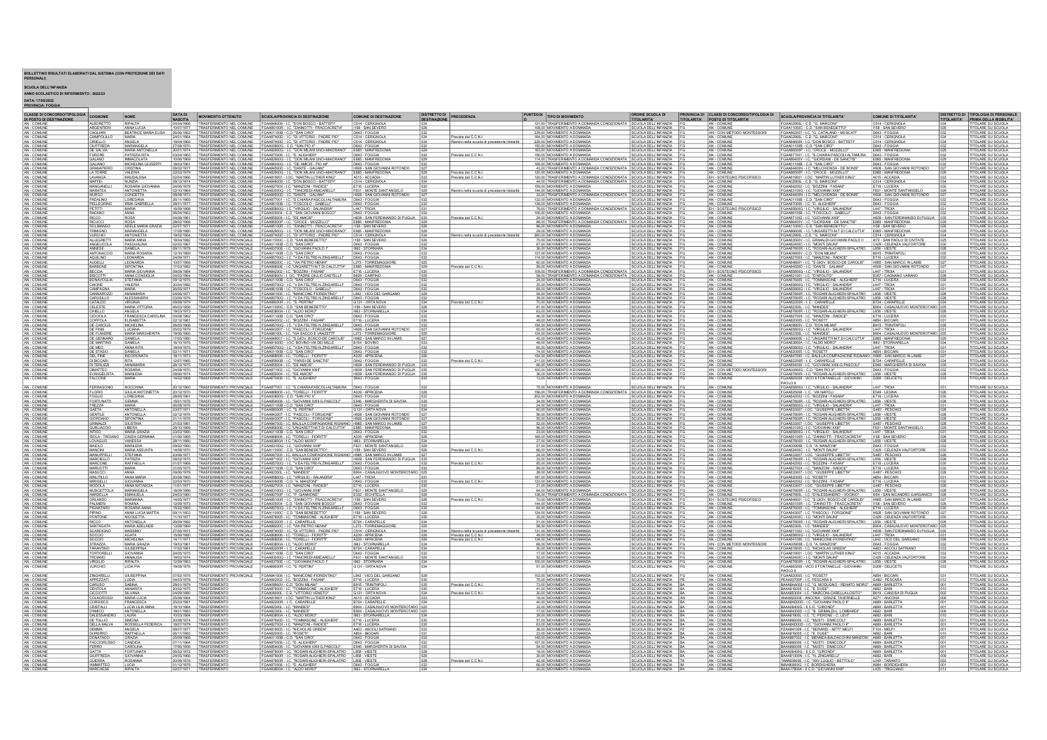**BOLLETTINO RISULTATI ELABORATI DAL SISTEMA (CON PROTEZIONE DEI DATI PERSONALI)**

**SCUOLA DELL'INFANZIA**

**ANNO SCOLASTICO DI RIFERIMENTO : 2022/23**

**DATA: 17/05/2022**

**PROVINCIA: FOGGIA**

| CLASSE DI CONCORSO/TIPOLOGIA DI POSTO DI DESTINAZIONE | COGNOME | NOME | DATA DI NASCITA | MOVIMENTO OTTENUTO | SCUOLA/PROVINCIA DI DESTINAZIONE | COMUNE DI DESTINAZIONE | DISTRETTO DI DESTINAZIONE | PRECEDENZA | PUNTEGGIO | TIPO DI MOVIMENTO | ORDINE SCUOLA DI TITOLARITA' | PROVINCIA DI TITOLARITA' | CLASSI DI CONCORSO/TIPOLOGIA DI POSTO DI TITOLARITA' | SCUOLA/PROVINCIA DI TITOLARITA' | COMUNE DI TITOLARITA' | DISTRETTO DI TITOLARITA' | TIPOLOGIA DI PERSONALE PRIMA DELLA MOBILITA' |
|---|---|---|---|---|---|---|---|---|---|---|---|---|---|---|---|---|---|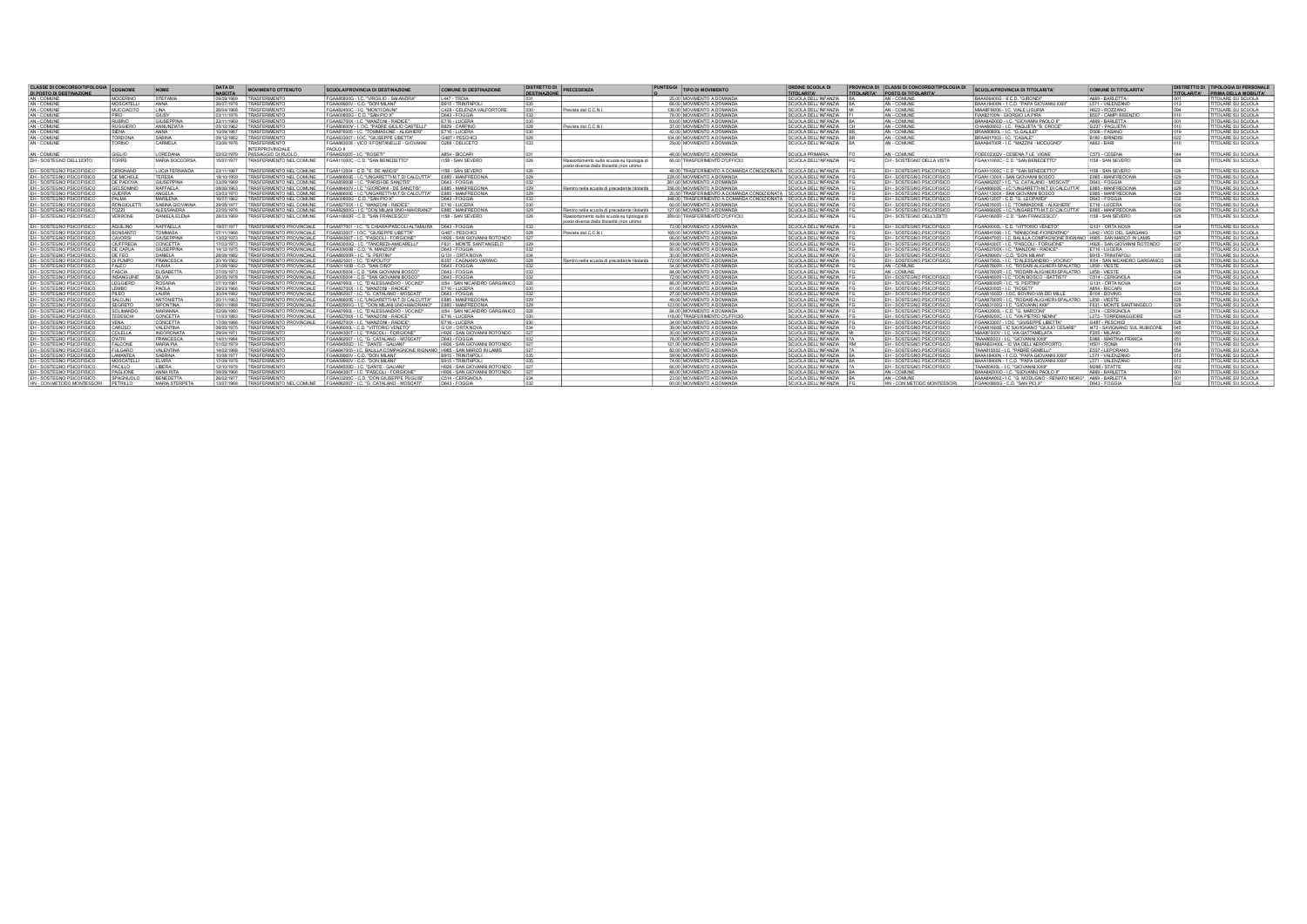| CLASSE DI CONCORSO/TIPOLOGIA DI POSTO DI DESTINAZIONE | COGNOME | NOME | DATA DI NASCITA | MOVIMENTO OTTENUTO | SCUOLA/PROVINCIA DI DESTINAZIONE | COMUNE DI DESTINAZIONE | DISTRETTO DI DESTINAZIONE | PRECEDENZA | PUNTEGGIO | TIPO DI MOVIMENTO | ORDINE SCUOLA DI TITOLARITA' | PROVINCIA DI TITOLARITA' | CLASSI DI CONCORSO/TIPOLOGIA DI POSTO DI TITOLARITA' | SCUOLA/PROVINCIA DI TITOLARITA' | COMUNE DI TITOLARITA' | DISTRETTO DI TITOLARITA' | TIPOLOGIA DI PERSONALE PRIMA DELLA MOBILITA' |
|---|---|---|---|---|---|---|---|---|---|---|---|---|---|---|---|---|---|
| AN - COMUNE | MOCERINO | STEFANIA | 09/09/1969 | TRASFERIMENTO | FGAA85800G - I.C. "VIRGILIO - SALANDRA" | L447 - TROIA | 031 | | 25,00 | MOVIMENTO A DOMANDA | SCUOLA DELL'INFANZIA | BA | AN - COMUNE | BAAA06400G - 6 C.D. "GIRONDI" | A669 - BARLETTA | 001 | TITOLARE SU SCUOLA |
| AN - COMUNE | MOSCATELLI | ANNA | 26/07/1976 | TRASFERIMENTO | FGAA09600V - C.D. "DON MILANI" | B915 - TRINITAPOLI | 035 | | 66,00 | MOVIMENTO A DOMANDA | SCUOLA DELL'INFANZIA | BA | AN - COMUNE | BAAA18400N - 1 C.D. "PAPA GIOVANNI XXIII" | L571 - VALENZANO | 013 | TITOLARE SU SCUOLA |
| AN - COMUNE | MUCCIACITO | LINA | 26/04/1968 | TRASFERIMENTO | FGAA82400C - I.C. "MONTI DAUNI" | C429 - CELENZA VALFORTORE | 030 | Prevista dal C.C.N.I. | 136,00 | MOVIMENTO A DOMANDA | SCUOLA DELL'INFANZIA | MI | AN - COMUNE | MIAA8TM00X - I.C. VIALE LIGURIA | H623 - ROZZANO | 094 | TITOLARE SU SCUOLA |
| AN - COMUNE | PIRO | GIUSY | 03/11/1976 | TRASFERIMENTO | FGAA08600G - C.D. "SAN PIO X" | D643 - FOGGIA | 032 | | 78,00 | MOVIMENTO A DOMANDA | SCUOLA DELL'INFANZIA | FI | AN - COMUNE | FIAA82100N - GIORGIO LA PIRA | B507 - CAMPI BISENZIO | 010 | TITOLARE SU SCUOLA |
| AN - COMUNE | RUBINO | GIUSEPPINA | 22/11/1969 | TRASFERIMENTO | FGAA82700X - I.C. "MANZONI - RADICE" | E716 - LUCERA | 030 | | 63,00 | MOVIMENTO A DOMANDA | SCUOLA DELL'INFANZIA | BA | AN - COMUNE | BAAA8AD00D - I.C. "GIOVANNI PAOLO II" | A669 - BARLETTA | 001 | TITOLARE SU SCUOLA |
| AN - COMUNE | RUGGIERO | ANNUNZIATA | 05/12/1962 | TRASFERIMENTO | FGAA81800V - I. OC "PADRE GIULIO CASTELLI" | B829 - CARPINO | 028 | Prevista dal C.C.N.I. | 37,00 | MOVIMENTO A DOMANDA | SCUOLA DELL'INFANZIA | CH | AN - COMUNE | CHAA809002 - I.C. PAGLIETA "B. CROCE" | G237 - PAGLIETA | 010 | TITOLARE SU SCUOLA |
| AN - COMUNE | SIENA | ANNA | 10/09/1967 | TRASFERIMENTO | FGAA87600S - I.C. "TOMMASONE - ALIGHIERI" | E716 - LUCERA | 030 | | 42,00 | MOVIMENTO A DOMANDA | SCUOLA DELL'INFANZIA | BR | AN - COMUNE | BRAA80600L - I.C. "G.GALILEI" | D508 - FASANO | 019 | TITOLARE SU SCUOLA |
| AN - COMUNE | TORDONA | SABINA | 09/12/1962 | TRASFERIMENTO | FGAA83300T - I.OC. "GIUSEPPE LIBETTA" | G487 - PESCHICI | 028 | | 104,00 | MOVIMENTO A DOMANDA | SCUOLA DELL'INFANZIA | BR | AN - COMUNE | BRAA817003 - I.C. "CASALE" | B180 - BRINDISI | 022 | TITOLARE SU SCUOLA |
| AN - COMUNE | TORINO | CARMELA | 03/06/1976 | TRASFERIMENTO INTERPROVINCIALE | FGAA85300B - VICO II FONTANELLE - GIOVANNI PAOLO II | D269 - DELICETO | 033 | | 29,00 | MOVIMENTO A DOMANDA | SCUOLA DELL'INFANZIA | BA | AN - COMUNE | BAAA84700R - I.C. "MAZZINI - MODUGNO" | A662 - BARI | 010 | TITOLARE SU SCUOLA |
| AN - COMUNE | GIGLIO | LOREDANA | 02/02/1979 | PASSAGGIO DI RUOLO | FGAA82000S - I.C. "ROSETI" | A854 - BICCARI | 031 | | 48,00 | MOVIMENTO A DOMANDA | SCUOLA PRIMARIA | FO | AN - COMUNE | FOEE02300V - CESENA 7 LE VIGNE | C573 - CESENA | 044 | TITOLARE SU SCUOLA |
| DH - SOSTEGNO DELL'UDITO | TORRE | MARIA SOCCORSA | 15/07/1977 | TRASFERIMENTO NEL COMUNE | FGAA11000C - C.D. "SAN BENEDETTO" | I158 - SAN SEVERO | 026 | Riassorbimento sulla scuola su tipologia di posto diversa dalla titolarità (non ultimo | 68,00 | TRASFERIMENTO D'UFFICIO | SCUOLA DELL'INFANZIA | FG | CH - SOSTEGNO DELLA VISTA | FGAA11000C - C.D. "SAN BENEDETTO" | I158 - SAN SEVERO | 026 | TITOLARE SU SCUOLA |
| EH - SOSTEGNO PSICOFISICO | CIRIGNANO | LUCIA FERNANDA | 23/11/1967 | TRASFERIMENTO NEL COMUNE | FGAA11200X - C.D. "E. DE AMICIS" | I158 - SAN SEVERO | 026 | | 48,00 | TRASFERIMENTO A DOMANDA CONDIZIONATA | SCUOLA DELL'INFANZIA | FG | EH - SOSTEGNO PSICOFISICO | FGAA11000C - C.D. "SAN BENEDETTO" | I158 - SAN SEVERO | 026 | TITOLARE SU SCUOLA |
| EH - SOSTEGNO PSICOFISICO | DE MICHELE | TERESA | 18/10/1959 | TRASFERIMENTO NEL COMUNE | FGAA86600E - I.C."UNGARETTI-M.T.DI CALCUTTA" | E885 - MANFREDONIA | 029 | | 228,00 | MOVIMENTO A DOMANDA | SCUOLA DELL'INFANZIA | FG | EH - SOSTEGNO PSICOFISICO | FGAA13000X - SAN GIOVANNI BOSCO | E885 - MANFREDONIA | 029 | TITOLARE SU SCUOLA |
| EH - SOSTEGNO PSICOFISICO | DE PADOVA | GIUSEPPINA | 03/09/1969 | TRASFERIMENTO NEL COMUNE | FGAA85900B - I.C. "PARISI-DE SANCTIS" | D643 - FOGGIA | 032 | | 261,00 | MOVIMENTO A DOMANDA | SCUOLA DELL'INFANZIA | FG | EH - SOSTEGNO PSICOFISICO | FGAA86200T - I.C. "G. CATALANO - MOSCATI" | D643 - FOGGIA | 032 | TITOLARE SU SCUOLA |
| EH - SOSTEGNO PSICOFISICO | GELSOMINO | RAFFAELA | 08/06/1963 | TRASFERIMENTO NEL COMUNE | FGAA86400V - I.C."GIORDANI - DE SANCTIS" | E885 - MANFREDONIA | 029 | Rientro nella scuola di precedente titolarità | 258,00 | MOVIMENTO A DOMANDA | SCUOLA DELL'INFANZIA | FG | EH - SOSTEGNO PSICOFISICO | FGAA86600E - I.C."UNGARETTI-M.T.DI CALCUTTA" | E885 - MANFREDONIA | 029 | TITOLARE SU SCUOLA |
| EH - SOSTEGNO PSICOFISICO | GUERRA | ANGELA | 03/03/1970 | TRASFERIMENTO NEL COMUNE | FGAA86600E - I.C."UNGARETTI-M.T.DI CALCUTTA" | E885 - MANFREDONIA | 029 | | 20,50 | TRASFERIMENTO A DOMANDA CONDIZIONATA | SCUOLA DELL'INFANZIA | FG | EH - SOSTEGNO PSICOFISICO | FGAA13000X - SAN GIOVANNI BOSCO | E885 - MANFREDONIA | 029 | TITOLARE SU SCUOLA |
| EH - SOSTEGNO PSICOFISICO | PALMA | MARILENA | 16/07/1962 | TRASFERIMENTO NEL COMUNE | FGAA08600G - C.D. "SAN PIO X" | D643 - FOGGIA | 032 | | 348,00 | TRASFERIMENTO A DOMANDA CONDIZIONATA | SCUOLA DELL'INFANZIA | FG | EH - SOSTEGNO PSICOFISICO | FGAA712007 - C.D. "G. LEOPARDI" | D643 - FOGGIA | 032 | TITOLARE SU SCUOLA |
| EH - SOSTEGNO PSICOFISICO | RONGIOLETTI | SABINA GIOVANNA | 29/08/1977 | TRASFERIMENTO NEL COMUNE | FGAA82700X - I.C. "MANZONI - RADICE" | E716 - LUCERA | 030 | | 60,00 | MOVIMENTO A DOMANDA | SCUOLA DELL'INFANZIA | FG | EH - SOSTEGNO PSICOFISICO | FGAA87600S - I.C. "TOMMASONE - ALIGHIERI" | E716 - LUCERA | 030 | TITOLARE SU SCUOLA |
| EH - SOSTEGNO PSICOFISICO | TOZZI | ALESSANDRA | 22/05/1976 | TRASFERIMENTO NEL COMUNE | FGAA82800G - I.C. "DON MILANI UNO+MAIORANO" | E885 - MANFREDONIA | 029 | Rientro nella scuola di precedente titolarità | 127,00 | MOVIMENTO A DOMANDA | SCUOLA DELL'INFANZIA | FG | EH - SOSTEGNO PSICOFISICO | FGAA86600E - I.C."UNGARETTI-M.T.DI CALCUTTA" | E885 - MANFREDONIA | 029 | TITOLARE SU SCUOLA |
| EH - SOSTEGNO PSICOFISICO | VERRONE | DANIELA ELENA | 28/03/1969 | TRASFERIMENTO NEL COMUNE | FGAA10800R - C.D. "SAN FRANCESCO" | I158 - SAN SEVERO | 026 | Riassorbimento sulla scuola su tipologia di posto diversa dalla titolarità (non ultimo | 289,00 | TRASFERIMENTO D'UFFICIO | SCUOLA DELL'INFANZIA | FG | DH - SOSTEGNO DELL'UDITO | FGAA10800R - C.D. "SAN FRANCESCO" | I158 - SAN SEVERO | 026 | TITOLARE SU SCUOLA |
| EH - SOSTEGNO PSICOFISICO | AQUILINO | RAFFAELLA | 18/07/1977 | TRASFERIMENTO PROVINCIALE | FGAA877001 - I.C. "S.CHIARA-PASCOLI-ALTAMURA | D643 - FOGGIA | 032 | | 73,00 | MOVIMENTO A DOMANDA | SCUOLA DELL'INFANZIA | FG | EH - SOSTEGNO PSICOFISICO | FGAA06000L - C.D. "VITTORIO VENETO" | G131 - ORTA NOVA | 034 | TITOLARE SU SCUOLA |
| EH - SOSTEGNO PSICOFISICO | BONSANTO | TOMMASA | 07/11/1966 | TRASFERIMENTO PROVINCIALE | FGAA83300T - I.OC. "GIUSEPPE LIBETTA" | G487 - PESCHICI | 028 | Prevista dal C.C.N.I. | 169,00 | MOVIMENTO A DOMANDA | SCUOLA DELL'INFANZIA | FG | EH - SOSTEGNO PSICOFISICO | FGAA841006 - I.C. "MANICONE-FIORENTINO" | L842 - VICO DEL GARGANO | 028 | TITOLARE SU SCUOLA |
| EH - SOSTEGNO PSICOFISICO | CAVORSI | GIUSEPPINA | 13/02/1973 | TRASFERIMENTO PROVINCIALE | FGAA84300T - I.C. "PASCOLI - FORGIONE" | H926 - SAN GIOVANNI ROTONDO | 027 | | 66,00 | MOVIMENTO A DOMANDA | SCUOLA DELL'INFANZIA | FG | EH - SOSTEGNO PSICOFISICO | FGAA847005 - I.C. BALILLA COMPAGNONE RIGNANO | H985 - SAN MARCO IN LAMIS | 027 | TITOLARE SU SCUOLA |
| EH - SOSTEGNO PSICOFISICO | CIUFFREDA | CONCETTA | 17/03/1973 | TRASFERIMENTO PROVINCIALE | FGAA83500G - I.C. "TANCREDI-AMICARELLI" | F631 - MONTE SANT'ANGELO | 029 | | 59,00 | MOVIMENTO A DOMANDA | SCUOLA DELL'INFANZIA | FG | EH - SOSTEGNO PSICOFISICO | FGAA84300T - I.C. "PASCOLI - FORGIONE" | H926 - SAN GIOVANNI ROTONDO | 027 | TITOLARE SU SCUOLA |
| EH - SOSTEGNO PSICOFISICO | DE CAPUA | GIUSEPPINA | 14/12/1975 | TRASFERIMENTO PROVINCIALE | FGAA08000B - C.D. "A. MANZONI" | D643 - FOGGIA | 032 | | 80,00 | MOVIMENTO A DOMANDA | SCUOLA DELL'INFANZIA | FG | EH - SOSTEGNO PSICOFISICO | FGAA82700X - I.C. "MANZONI - RADICE" | E716 - LUCERA | 030 | TITOLARE SU SCUOLA |
| EH - SOSTEGNO PSICOFISICO | DE FEO | DANIELA | 28/08/1982 | TRASFERIMENTO PROVINCIALE | FGAA88000R - I.C. "S. PERTINI" | G131 - ORTA NOVA | 034 | | 30,00 | MOVIMENTO A DOMANDA | SCUOLA DELL'INFANZIA | FG | EH - SOSTEGNO PSICOFISICO | FGAA09600V - C.D. "DON MILANI" | B915 - TRINITAPOLI | 035 | TITOLARE SU SCUOLA |
| EH - SOSTEGNO PSICOFISICO | DI PUMPO | FRANCESCA | 20/10/1982 | TRASFERIMENTO PROVINCIALE | FGAA821001 - I.C. "D'APOLITO" | B357 - CAGNANO VARANO | 028 | Rientro nella scuola di precedente titolarità | 172,00 | MOVIMENTO A DOMANDA | SCUOLA DELL'INFANZIA | FG | EH - SOSTEGNO PSICOFISICO | FGAA87900L - I.C. "D'ALESSANDRO - VOCINO" | I054 - SAN NICANDRO GARGANICO | 026 | TITOLARE SU SCUOLA |
| EH - SOSTEGNO PSICOFISICO | FALEO | FLAVIA | 31/08/1982 | TRASFERIMENTO PROVINCIALE | FGAA07100B - C.D. "SAN CIRO" | D643 - FOGGIA | 032 | | 54,00 | MOVIMENTO A DOMANDA | SCUOLA DELL'INFANZIA | FG | AN - COMUNE | FGAA87800R - I.C. "ROSARI-ALIGHIERI-SPALATRO | L858 - VIESTE | 028 | TITOLARE SU SCUOLA |
| EH - SOSTEGNO PSICOFISICO | FASCIA | ELISABETTA | 07/05/1973 | TRASFERIMENTO PROVINCIALE | FGAA005004 - C.D. "SAN GIOVANNI BOSCO" | D643 - FOGGIA | 032 | | 84,00 | MOVIMENTO A DOMANDA | SCUOLA DELL'INFANZIA | FG | EH - SOSTEGNO PSICOFISICO | FGAA87800R - I.C. "ROSARI-ALIGHIERI-SPALATRO | L858 - VIESTE | 028 | TITOLARE SU SCUOLA |
| EH - SOSTEGNO PSICOFISICO | INSANGUINE | SILVIA | 20/05/1978 | TRASFERIMENTO PROVINCIALE | FGAA005004 - C.D. "SAN GIOVANNI BOSCO" | D643 - FOGGIA | 032 | | 72,00 | MOVIMENTO A DOMANDA | SCUOLA DELL'INFANZIA | FG | EH - SOSTEGNO PSICOFISICO | FGAA846009 - I.C. "DON BOSCO - BATTISTI" | C514 - CERIGNOLA | 034 | TITOLARE SU SCUOLA |
| EH - SOSTEGNO PSICOFISICO | LEGGIERO | ROSARIA | 07/10/1981 | TRASFERIMENTO PROVINCIALE | FGAA87900L - I.C. "D'ALESSANDRO - VOCINO" | I054 - SAN NICANDRO GARGANICO | 026 | | 86,00 | MOVIMENTO A DOMANDA | SCUOLA DELL'INFANZIA | FG | EH - SOSTEGNO PSICOFISICO | FGAA88000R - I.C. "S. PERTINI" | G131 - ORTA NOVA | 034 | TITOLARE SU SCUOLA |
| EH - SOSTEGNO PSICOFISICO | LEMBO | PAOLA | 29/03/1966 | TRASFERIMENTO PROVINCIALE | FGAA82700X - I.C. "MANZONI - RADICE" | E716 - LUCERA | 030 | | 61,00 | MOVIMENTO A DOMANDA | SCUOLA DELL'INFANZIA | FG | EH - SOSTEGNO PSICOFISICO | FGAA82000S - I.C. "ROSETI" | A854 - BICCARI | 031 | TITOLARE SU SCUOLA |
| EH - SOSTEGNO PSICOFISICO | PILEO | LAURA | 30/04/1982 | TRASFERIMENTO PROVINCIALE | FGAA86200T - I.C. "G. CATALANO - MOSCATI" | D643 - FOGGIA | 032 | | 27,00 | MOVIMENTO A DOMANDA | SCUOLA DELL'INFANZIA | FG | EH - SOSTEGNO PSICOFISICO | FGAA816003 - I.OC. BOVINO-VIA DEI MILLE | B104 - BOVINO | 033 | TITOLARE SU SCUOLA |
| EH - SOSTEGNO PSICOFISICO | SALCUNI | ANTONIETTA | 20/11/1963 | TRASFERIMENTO PROVINCIALE | FGAA86600E - I.C."UNGARETTI-M.T.DI CALCUTTA" | E885 - MANFREDONIA | 029 | | 123,00 | MOVIMENTO A DOMANDA | SCUOLA DELL'INFANZIA | FG | EH - SOSTEGNO PSICOFISICO | FGAA87800R - I.C. "ROSARI-ALIGHIERI-SPALATRO | L858 - VIESTE | 028 | TITOLARE SU SCUOLA |
| EH - SOSTEGNO PSICOFISICO | SEGRETO | SIPONTINA | 09/01/1988 | TRASFERIMENTO PROVINCIALE | FGAA82800G - I.C. "DON MILANI UNO+MAIORANO" | E885 - MANFREDONIA | 029 | | 122,00 | MOVIMENTO A DOMANDA | SCUOLA DELL'INFANZIA | FG | EH - SOSTEGNO PSICOFISICO | FGAA83100G - I.C. "GIOVANNI XXIII" | F631 - MONTE SANT'ANGELO | 029 | TITOLARE SU SCUOLA |
| EH - SOSTEGNO PSICOFISICO | SOLIMANDO | MARIANNA | 02/06/1980 | TRASFERIMENTO PROVINCIALE | FGAA87900L - I.C. "D'ALESSANDRO - VOCINO" | I054 - SAN NICANDRO GARGANICO | 026 | | 84,00 | MOVIMENTO A DOMANDA | SCUOLA DELL'INFANZIA | FG | EH - SOSTEGNO PSICOFISICO | FGAA82900L - C.D. "G. MARCONI" | C514 - CERIGNOLA | 034 | TITOLARE SU SCUOLA |
| EH - SOSTEGNO PSICOFISICO | TEDESCHI | CONCETTA | 11/03/1983 | TRASFERIMENTO PROVINCIALE | FGAA82700X - I.C. "MANZONI - RADICE" | E716 - LUCERA | 030 | | 118,00 | TRASFERIMENTO D'UFFICIO | SCUOLA DELL'INFANZIA | FG | EH - SOSTEGNO PSICOFISICO | FGAA85200G - I.C. "VIA PIETRO NENNI" | L273 - TORREMAGGIORE | 025 | TITOLARE SU SCUOLA |
| EH - SOSTEGNO PSICOFISICO | VENA | CONCETTA | 17/06/1966 | TRASFERIMENTO PROVINCIALE | FGAA82700X - I.C. "MANZONI - RADICE" | E716 - LUCERA | 030 | | 34,00 | MOVIMENTO A DOMANDA | SCUOLA DELL'INFANZIA | FG | EH - SOSTEGNO PSICOFISICO | FGAA83300T - I.OC. "GIUSEPPE LIBETTA" | G487 - PESCHICI | 028 | TITOLARE SU SCUOLA |
| EH - SOSTEGNO PSICOFISICO | CARUSO | VALENTINA | 08/05/1975 | TRASFERIMENTO | FGAA06000L - C.D. "VITTORIO VENETO" | G131 - ORTA NOVA | 034 | | 39,00 | MOVIMENTO A DOMANDA | SCUOLA DELL'INFANZIA | FO | EH - SOSTEGNO PSICOFISICO | FOAA81600B - IC SAVIGNANO "GIULIO CESARE" | I472 - SAVIGNANO SUL RUBICONE | 045 | TITOLARE SU SCUOLA |
| EH - SOSTEGNO PSICOFISICO | COLELLA | INCORONATA | 29/04/1971 | TRASFERIMENTO | FGAA84300T - I.C. "PASCOLI - FORGIONE" | H926 - SAN GIOVANNI ROTONDO | 027 | | 30,00 | MOVIMENTO A DOMANDA | SCUOLA DELL'INFANZIA | MI | EH - SOSTEGNO PSICOFISICO | MIAA8F300V - I.C. VIA GATTAMELATA | F205 - MILANO | 092 | TITOLARE SU SCUOLA |
| EH - SOSTEGNO PSICOFISICO | D'ATRI | FRANCESCA | 14/01/1984 | TRASFERIMENTO | FGAA86200T - I.C. "G. CATALANO - MOSCATI" | D643 - FOGGIA | 032 | | 78,00 | MOVIMENTO A DOMANDA | SCUOLA DELL'INFANZIA | TA | EH - SOSTEGNO PSICOFISICO | TAAA86500Q - I.C. "GIOVANNI XXIII" | E986 - MARTINA FRANCA | 051 | TITOLARE SU SCUOLA |
| EH - SOSTEGNO PSICOFISICO | FALCONE | MARIA PIA | 01/02/1979 | TRASFERIMENTO | FGAA85000D - I.C. "DANTE - GALIANI" | H926 - SAN GIOVANNI ROTONDO | 027 | | 121,00 | MOVIMENTO A DOMANDA | SCUOLA DELL'INFANZIA | RM | EH - SOSTEGNO PSICOFISICO | RMAA8GH00L - IC VIA DELL'AEROPORTO | H501 - ROMA | 018 | TITOLARE SU SCUOLA |
| EH - SOSTEGNO PSICOFISICO | FULGARO | VALENTINA | 14/02/1988 | TRASFERIMENTO | FGAA847005 - I.C. BALILLA COMPAGNONE RIGNANO | H985 - SAN MARCO IN LAMIS | 027 | | 82,00 | MOVIMENTO A DOMANDA | SCUOLA DELL'INFANZIA | TA | EH - SOSTEGNO PSICOFISICO | TAAA815002 - I.C. "PADRE GEMELLI" | E537 - LEPORANO | 054 | TITOLARE SU SCUOLA |
| EH - SOSTEGNO PSICOFISICO | LAMANTEA | SABRINA | 10/08/1977 | TRASFERIMENTO | FGAA09600V - C.D. "DON MILANI" | B915 - TRINITAPOLI | 035 | | 59,00 | MOVIMENTO A DOMANDA | SCUOLA DELL'INFANZIA | BA | EH - SOSTEGNO PSICOFISICO | BAAA18400N - 1 C.D. "PAPA GIOVANNI XXIII" | L571 - VALENZANO | 013 | TITOLARE SU SCUOLA |
| EH - SOSTEGNO PSICOFISICO | MOSCATELLI | ELVIRA | 17/09/1978 | TRASFERIMENTO | FGAA09600V - C.D. "DON MILANI" | B915 - TRINITAPOLI | 035 | | 74,00 | MOVIMENTO A DOMANDA | SCUOLA DELL'INFANZIA | BA | EH - SOSTEGNO PSICOFISICO | BAAA18400N - 1 C.D. "PAPA GIOVANNI XXIII" | L571 - VALENZANO | 013 | TITOLARE SU SCUOLA |
| EH - SOSTEGNO PSICOFISICO | PACILLO | LIBERA | 12/10/1978 | TRASFERIMENTO | FGAA85000D - I.C. "DANTE - GALIANI" | H926 - SAN GIOVANNI ROTONDO | 027 | | 66,00 | MOVIMENTO A DOMANDA | SCUOLA DELL'INFANZIA | TA | EH - SOSTEGNO PSICOFISICO | TAAA85400L - I.C. "GIOVANNI XXIII" | M298 - STATTE | 052 | TITOLARE SU SCUOLA |
| EH - SOSTEGNO PSICOFISICO | PRAZIONE | ANNA RITA | 28/09/1966 | TRASFERIMENTO | FGAA84300T - I.C. "PASCOLI - FORGIONE" | H926 - SAN GIOVANNI ROTONDO | 027 | | 46,00 | MOVIMENTO A DOMANDA | SCUOLA DELL'INFANZIA | BA | AN - COMUNE | BAAA8AD00D - I.C. "GIOVANNI PAOLO II" | A669 - BARLETTA | 001 | TITOLARE SU SCUOLA |
| EH - SOSTEGNO PSICOFISICO | SPAGNUOLO | BENEDETTA | 26/02/1977 | TRASFERIMENTO | FGAA83200C - C.D. "DON GIUSEPPE PUGLISI" | C514 - CERIGNOLA | 034 | | 23,00 | MOVIMENTO A DOMANDA | SCUOLA DELL'INFANZIA | BA | AN - COMUNE | BAAA8AA002 - I.C. "G. MODUGNO - RENATO MORO" | A669 - BARLETTA | 001 | TITOLARE SU SCUOLA |
| HN - CON METODO MONTESSORI | PETRILLO | MARIA PIERPETA | 13/07/1968 | TRASFERIMENTO NEL COMUNE | FGAA86200T - I.C. "G. CATALANO - MOSCATI" | D643 - FOGGIA | 032 | | 60,00 | MOVIMENTO A DOMANDA | SCUOLA DELL'INFANZIA | FG | HN - CON METODO MONTESSORI | FGAA08600G - C.D. "SAN PIO X" | D643 - FOGGIA | 032 | TITOLARE SU SCUOLA |